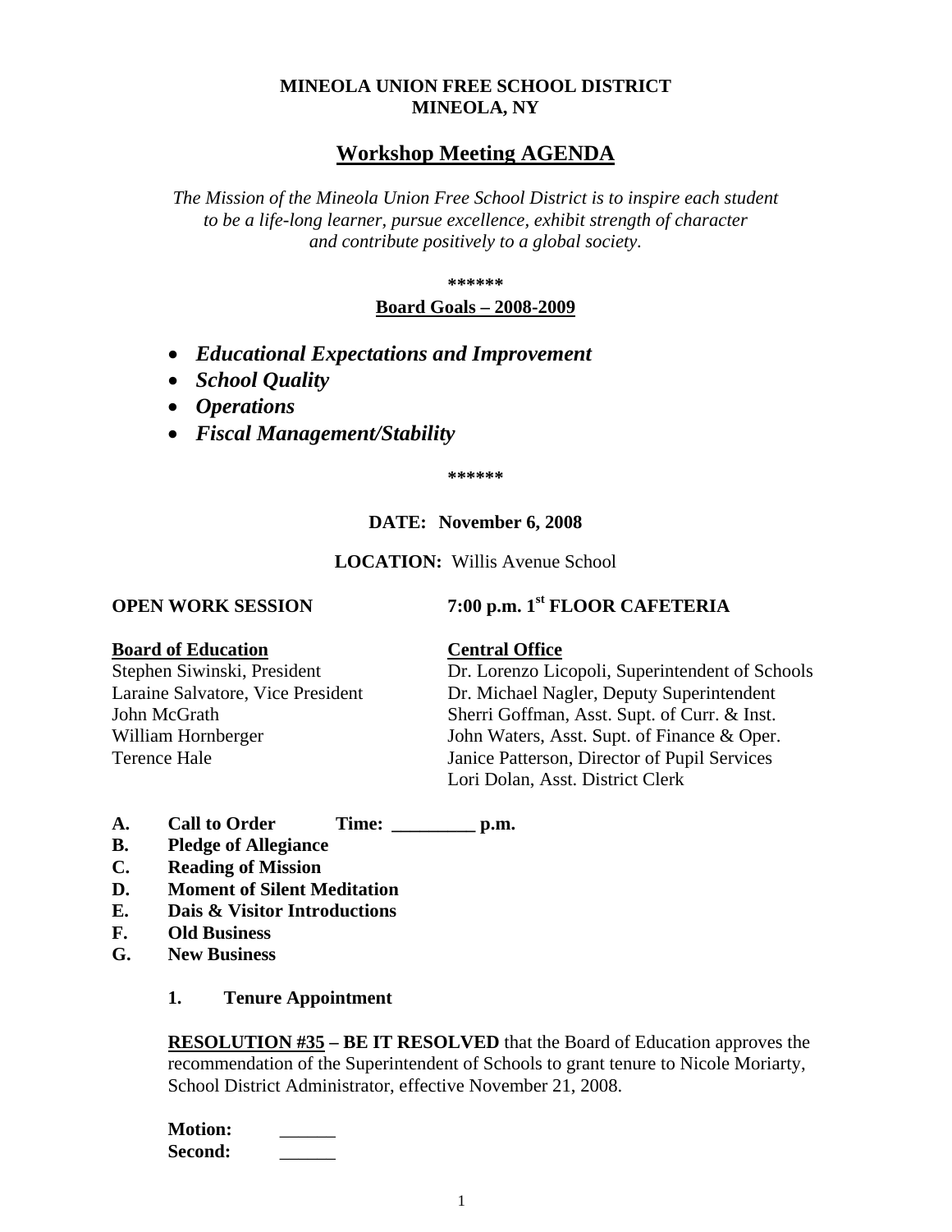**MINEOLA UNION FREE SCHOOL DISTRICT**
**MINEOLA, NY**

# Workshop Meeting AGENDA

*The Mission of the Mineola Union Free School District is to inspire each student to be a life-long learner, pursue excellence, exhibit strength of character and contribute positively to a global society.*

**\*\*\*\*\*\***

**Board Goals – 2008-2009**

- ***Educational Expectations and Improvement***
- ***School Quality***
- ***Operations***
- ***Fiscal Management/Stability***

**\*\*\*\*\*\***

**DATE: November 6, 2008**

**LOCATION:** Willis Avenue School

**OPEN WORK SESSION** **7:00 p.m. 1st FLOOR CAFETERIA**

**Board of Education**
Stephen Siwinski, President
Laraine Salvatore, Vice President
John McGrath
William Hornberger
Terence Hale

**Central Office**
Dr. Lorenzo Licopoli, Superintendent of Schools
Dr. Michael Nagler, Deputy Superintendent
Sherri Goffman, Asst. Supt. of Curr. & Inst.
John Waters, Asst. Supt. of Finance & Oper.
Janice Patterson, Director of Pupil Services
Lori Dolan, Asst. District Clerk

**A. Call to Order Time: _________ p.m.**
**B. Pledge of Allegiance**
**C. Reading of Mission**
**D. Moment of Silent Meditation**
**E. Dais & Visitor Introductions**
**F. Old Business**
**G. New Business**

**1. Tenure Appointment**

**RESOLUTION #35 – BE IT RESOLVED** that the Board of Education approves the recommendation of the Superintendent of Schools to grant tenure to Nicole Moriarty, School District Administrator, effective November 21, 2008.

**Motion:** ______
**Second:** ______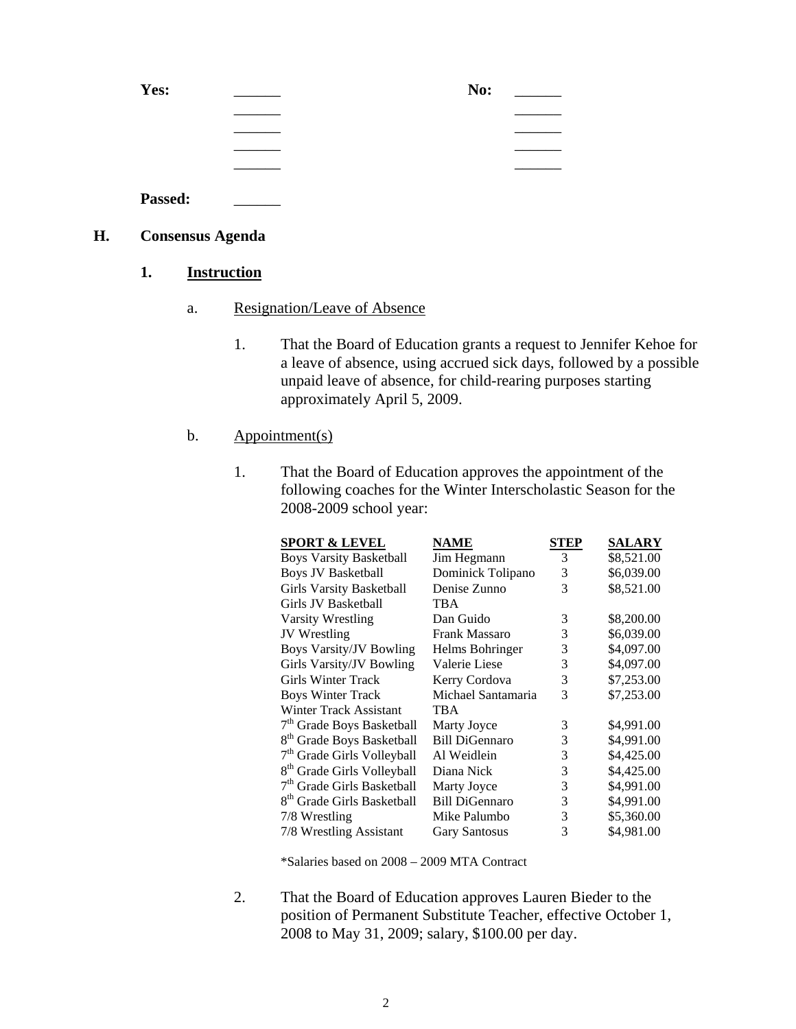**Yes:** ______ **No:** ______
______ ______
______ ______
______ ______
______ ______

**Passed:** ______

## H. Consensus Agenda

### 1. Instruction

a. Resignation/Leave of Absence

1. That the Board of Education grants a request to Jennifer Kehoe for a leave of absence, using accrued sick days, followed by a possible unpaid leave of absence, for child-rearing purposes starting approximately April 5, 2009.

b. Appointment(s)

1. That the Board of Education approves the appointment of the following coaches for the Winter Interscholastic Season for the 2008-2009 school year:

| SPORT & LEVEL | NAME | STEP | SALARY |
|---|---|---|---|
| Boys Varsity Basketball | Jim Hegmann | 3 | $8,521.00 |
| Boys JV Basketball | Dominick Tolipano | 3 | $6,039.00 |
| Girls Varsity Basketball | Denise Zunno | 3 | $8,521.00 |
| Girls JV Basketball | TBA | | |
| Varsity Wrestling | Dan Guido | 3 | $8,200.00 |
| JV Wrestling | Frank Massaro | 3 | $6,039.00 |
| Boys Varsity/JV Bowling | Helms Bohringer | 3 | $4,097.00 |
| Girls Varsity/JV Bowling | Valerie Liese | 3 | $4,097.00 |
| Girls Winter Track | Kerry Cordova | 3 | $7,253.00 |
| Boys Winter Track | Michael Santamaria | 3 | $7,253.00 |
| Winter Track Assistant | TBA | | |
| 7th Grade Boys Basketball | Marty Joyce | 3 | $4,991.00 |
| 8th Grade Boys Basketball | Bill DiGennaro | 3 | $4,991.00 |
| 7th Grade Girls Volleyball | Al Weidlein | 3 | $4,425.00 |
| 8th Grade Girls Volleyball | Diana Nick | 3 | $4,425.00 |
| 7th Grade Girls Basketball | Marty Joyce | 3 | $4,991.00 |
| 8th Grade Girls Basketball | Bill DiGennaro | 3 | $4,991.00 |
| 7/8 Wrestling | Mike Palumbo | 3 | $5,360.00 |
| 7/8 Wrestling Assistant | Gary Santosus | 3 | $4,981.00 |

*Salaries based on 2008 – 2009 MTA Contract

2. That the Board of Education approves Lauren Bieder to the position of Permanent Substitute Teacher, effective October 1, 2008 to May 31, 2009; salary, $100.00 per day.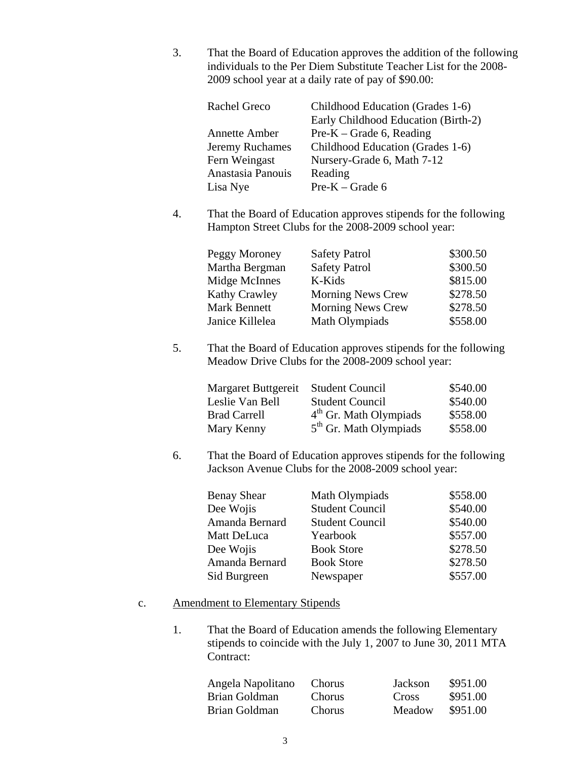3. That the Board of Education approves the addition of the following individuals to the Per Diem Substitute Teacher List for the 2008-2009 school year at a daily rate of pay of $90.00:

| | |
|---|---|
| Rachel Greco | Childhood Education (Grades 1-6) Early Childhood Education (Birth-2) |
| Annette Amber | Pre-K – Grade 6, Reading |
| Jeremy Ruchames | Childhood Education (Grades 1-6) |
| Fern Weingast | Nursery-Grade 6, Math 7-12 |
| Anastasia Panouis | Reading |
| Lisa Nye | Pre-K – Grade 6 |

4. That the Board of Education approves stipends for the following Hampton Street Clubs for the 2008-2009 school year:

| | | |
|---|---|---|
| Peggy Moroney | Safety Patrol | $300.50 |
| Martha Bergman | Safety Patrol | $300.50 |
| Midge McInnes | K-Kids | $815.00 |
| Kathy Crawley | Morning News Crew | $278.50 |
| Mark Bennett | Morning News Crew | $278.50 |
| Janice Killelea | Math Olympiads | $558.00 |

5. That the Board of Education approves stipends for the following Meadow Drive Clubs for the 2008-2009 school year:

| | | |
|---|---|---|
| Margaret Buttgereit | Student Council | $540.00 |
| Leslie Van Bell | Student Council | $540.00 |
| Brad Carrell | 4th Gr. Math Olympiads | $558.00 |
| Mary Kenny | 5th Gr. Math Olympiads | $558.00 |

6. That the Board of Education approves stipends for the following Jackson Avenue Clubs for the 2008-2009 school year:

| | | |
|---|---|---|
| Benay Shear | Math Olympiads | $558.00 |
| Dee Wojis | Student Council | $540.00 |
| Amanda Bernard | Student Council | $540.00 |
| Matt DeLuca | Yearbook | $557.00 |
| Dee Wojis | Book Store | $278.50 |
| Amanda Bernard | Book Store | $278.50 |
| Sid Burgreen | Newspaper | $557.00 |

c. Amendment to Elementary Stipends

1. That the Board of Education amends the following Elementary stipends to coincide with the July 1, 2007 to June 30, 2011 MTA Contract:

| | | | |
|---|---|---|---|
| Angela Napolitano | Chorus | Jackson | $951.00 |
| Brian Goldman | Chorus | Cross | $951.00 |
| Brian Goldman | Chorus | Meadow | $951.00 |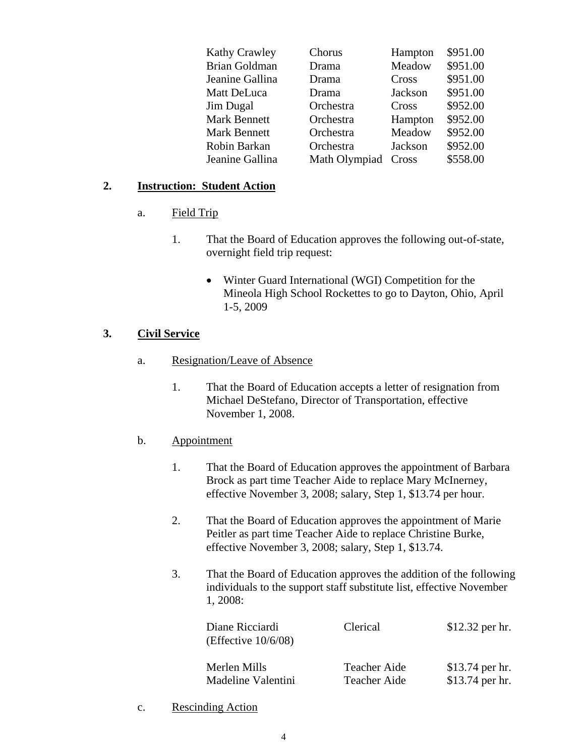| | | | |
|---|---|---|---|
| Kathy Crawley | Chorus | Hampton | $951.00 |
| Brian Goldman | Drama | Meadow | $951.00 |
| Jeanine Gallina | Drama | Cross | $951.00 |
| Matt DeLuca | Drama | Jackson | $951.00 |
| Jim Dugal | Orchestra | Cross | $952.00 |
| Mark Bennett | Orchestra | Hampton | $952.00 |
| Mark Bennett | Orchestra | Meadow | $952.00 |
| Robin Barkan | Orchestra | Jackson | $952.00 |
| Jeanine Gallina | Math Olympiad | Cross | $558.00 |

**2. Instruction: Student Action**

a. Field Trip

1. That the Board of Education approves the following out-of-state, overnight field trip request:

   - Winter Guard International (WGI) Competition for the Mineola High School Rockettes to go to Dayton, Ohio, April 1-5, 2009

**3. Civil Service**

a. Resignation/Leave of Absence

1. That the Board of Education accepts a letter of resignation from Michael DeStefano, Director of Transportation, effective November 1, 2008.

b. Appointment

1. That the Board of Education approves the appointment of Barbara Brock as part time Teacher Aide to replace Mary McInerney, effective November 3, 2008; salary, Step 1, $13.74 per hour.

2. That the Board of Education approves the appointment of Marie Peitler as part time Teacher Aide to replace Christine Burke, effective November 3, 2008; salary, Step 1, $13.74.

3. That the Board of Education approves the addition of the following individuals to the support staff substitute list, effective November 1, 2008:

| | | |
|---|---|---|
| Diane Ricciardi (Effective 10/6/08) | Clerical | $12.32 per hr. |
| Merlen Mills | Teacher Aide | $13.74 per hr. |
| Madeline Valentini | Teacher Aide | $13.74 per hr. |

c. Rescinding Action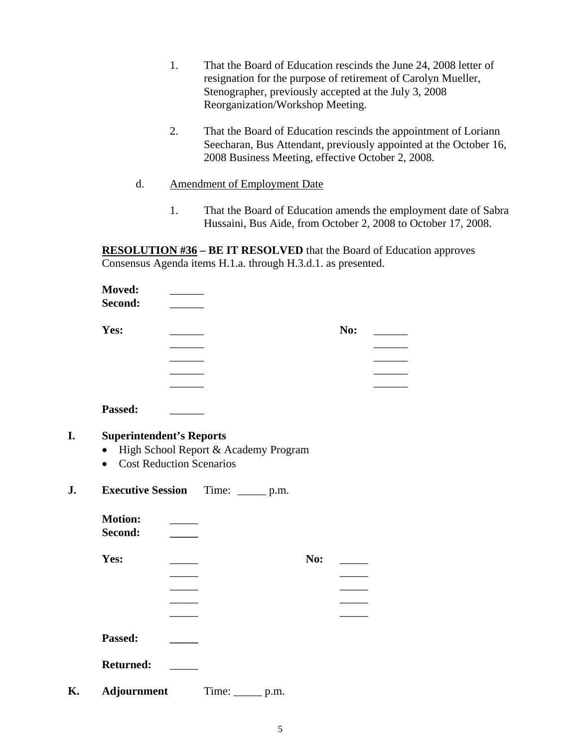1. That the Board of Education rescinds the June 24, 2008 letter of resignation for the purpose of retirement of Carolyn Mueller, Stenographer, previously accepted at the July 3, 2008 Reorganization/Workshop Meeting.

2. That the Board of Education rescinds the appointment of Loriann Seecharan, Bus Attendant, previously appointed at the October 16, 2008 Business Meeting, effective October 2, 2008.

d. Amendment of Employment Date

1. That the Board of Education amends the employment date of Sabra Hussaini, Bus Aide, from October 2, 2008 to October 17, 2008.

**RESOLUTION #36 – BE IT RESOLVED** that the Board of Education approves Consensus Agenda items H.1.a. through H.3.d.1. as presented.

**Moved:** ______
**Second:** ______

**Yes:** ______ ______ ______ ______ ______ **No:** ______ ______ ______ ______ ______

**Passed:** ______

**I. Superintendent's Reports**

- High School Report & Academy Program
- Cost Reduction Scenarios

**J. Executive Session** Time: _____ p.m.

**Motion:** _____
**Second:** _____

**Yes:** _____ _____ _____ _____ _____ **No:** _____ _____ _____ _____ _____

**Passed:** _____

**Returned:** _____

**K. Adjournment** Time: _____ p.m.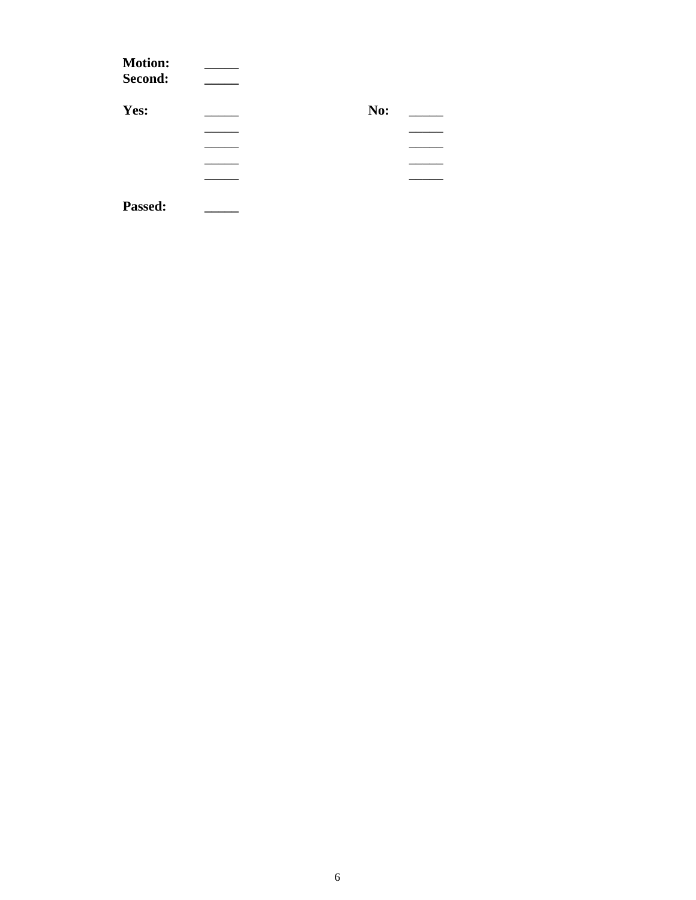**Motion:** _____
**Second:** _____

**Yes:** _____ **No:** _____

_____ _____

_____ _____

_____ _____

_____ _____

**Passed:** _____